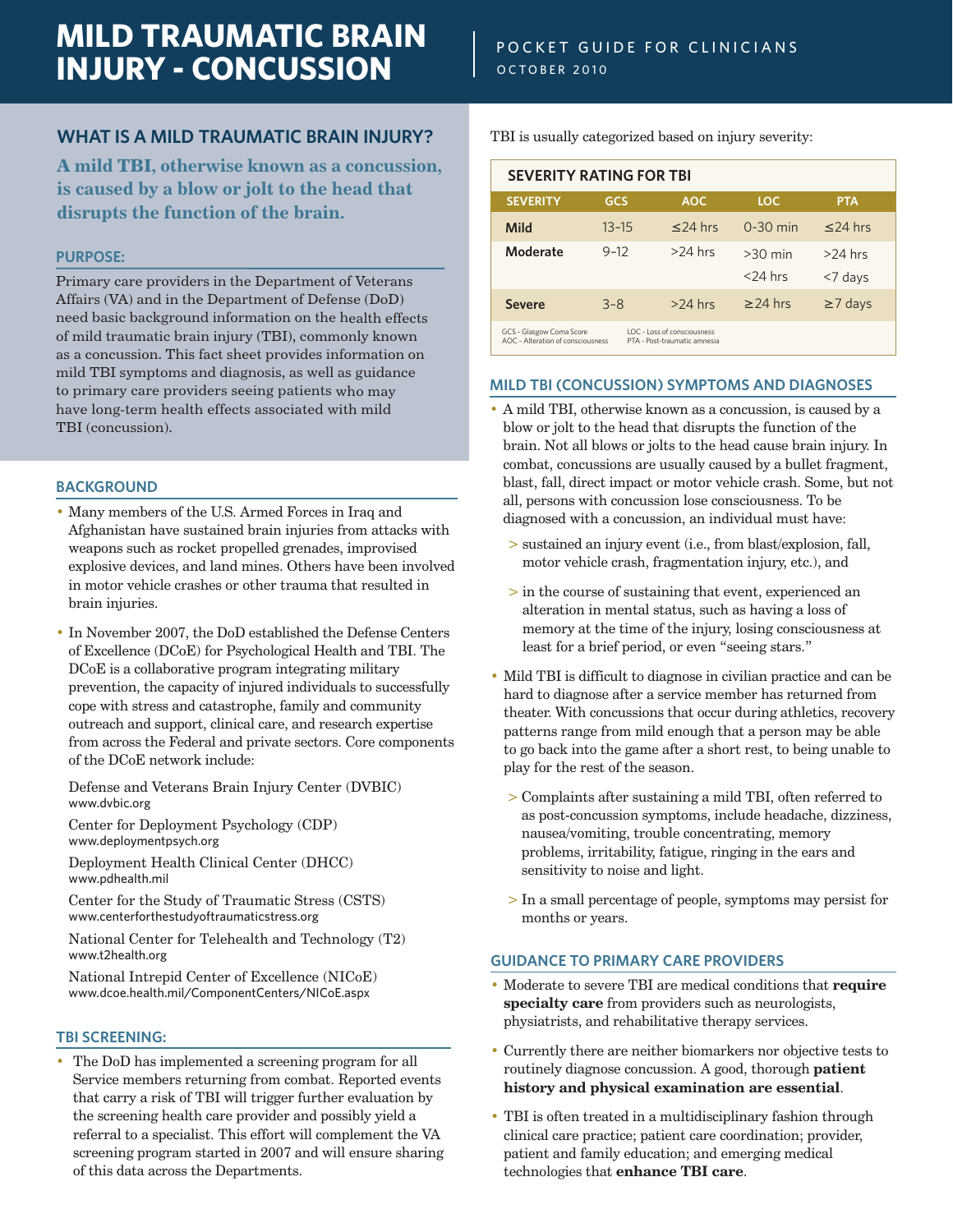# MILD TRAUMATIC BRAIN INJURY - CONCUSSION

POCKET GUIDE FOR CLINICIANS
OCTOBER 2010

## WHAT IS A MILD TRAUMATIC BRAIN INJURY?

**A mild TBI, otherwise known as a concussion, is caused by a blow or jolt to the head that disrupts the function of the brain.**

### PURPOSE:

Primary care providers in the Department of Veterans Affairs (VA) and in the Department of Defense (DoD) need basic background information on the health effects of mild traumatic brain injury (TBI), commonly known as a concussion. This fact sheet provides information on mild TBI symptoms and diagnosis, as well as guidance to primary care providers seeing patients who may have long-term health effects associated with mild TBI (concussion).

### BACKGROUND

- Many members of the U.S. Armed Forces in Iraq and Afghanistan have sustained brain injuries from attacks with weapons such as rocket propelled grenades, improvised explosive devices, and land mines. Others have been involved in motor vehicle crashes or other trauma that resulted in brain injuries.
- In November 2007, the DoD established the Defense Centers of Excellence (DCoE) for Psychological Health and TBI. The DCoE is a collaborative program integrating military prevention, the capacity of injured individuals to successfully cope with stress and catastrophe, family and community outreach and support, clinical care, and research expertise from across the Federal and private sectors. Core components of the DCoE network include:

  Defense and Veterans Brain Injury Center (DVBIC)
  www.dvbic.org

  Center for Deployment Psychology (CDP)
  www.deploymentpsych.org

  Deployment Health Clinical Center (DHCC)
  www.pdhealth.mil

  Center for the Study of Traumatic Stress (CSTS)
  www.centerforthestudyoftraumaticstress.org

  National Center for Telehealth and Technology (T2)
  www.t2health.org

  National Intrepid Center of Excellence (NICoE)
  www.dcoe.health.mil/ComponentCenters/NICoE.aspx

### TBI SCREENING:

- The DoD has implemented a screening program for all Service members returning from combat. Reported events that carry a risk of TBI will trigger further evaluation by the screening health care provider and possibly yield a referral to a specialist. This effort will complement the VA screening program started in 2007 and will ensure sharing of this data across the Departments.

TBI is usually categorized based on injury severity:

**SEVERITY RATING FOR TBI**

| SEVERITY | GCS | AOC | LOC | PTA |
|---|---|---|---|---|
| Mild | 13–15 | ≤24 hrs | 0-30 min | ≤24 hrs |
| Moderate | 9–12 | >24 hrs | >30 min <24 hrs | >24 hrs <7 days |
| Severe | 3–8 | >24 hrs | ≥24 hrs | ≥7 days |

GCS - Glasgow Coma Score
AOC - Alteration of consciousness
LOC - Loss of consciousness
PTA - Post-traumatic amnesia

### MILD TBI (CONCUSSION) SYMPTOMS AND DIAGNOSES

- A mild TBI, otherwise known as a concussion, is caused by a blow or jolt to the head that disrupts the function of the brain. Not all blows or jolts to the head cause brain injury. In combat, concussions are usually caused by a bullet fragment, blast, fall, direct impact or motor vehicle crash. Some, but not all, persons with concussion lose consciousness. To be diagnosed with a concussion, an individual must have:
  - sustained an injury event (i.e., from blast/explosion, fall, motor vehicle crash, fragmentation injury, etc.), and
  - in the course of sustaining that event, experienced an alteration in mental status, such as having a loss of memory at the time of the injury, losing consciousness at least for a brief period, or even "seeing stars."
- Mild TBI is difficult to diagnose in civilian practice and can be hard to diagnose after a service member has returned from theater. With concussions that occur during athletics, recovery patterns range from mild enough that a person may be able to go back into the game after a short rest, to being unable to play for the rest of the season.
  - Complaints after sustaining a mild TBI, often referred to as post-concussion symptoms, include headache, dizziness, nausea/vomiting, trouble concentrating, memory problems, irritability, fatigue, ringing in the ears and sensitivity to noise and light.
  - In a small percentage of people, symptoms may persist for months or years.

### GUIDANCE TO PRIMARY CARE PROVIDERS

- Moderate to severe TBI are medical conditions that **require specialty care** from providers such as neurologists, physiatrists, and rehabilitative therapy services.
- Currently there are neither biomarkers nor objective tests to routinely diagnose concussion. A good, thorough **patient history and physical examination are essential**.
- TBI is often treated in a multidisciplinary fashion through clinical care practice; patient care coordination; provider, patient and family education; and emerging medical technologies that **enhance TBI care**.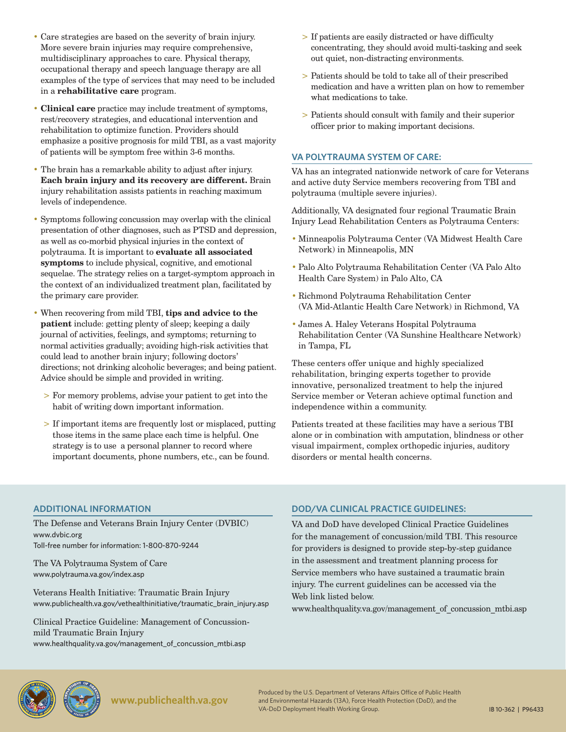- Care strategies are based on the severity of brain injury. More severe brain injuries may require comprehensive, multidisciplinary approaches to care. Physical therapy, occupational therapy and speech language therapy are all examples of the type of services that may need to be included in a **rehabilitative care** program.
- **Clinical care** practice may include treatment of symptoms, rest/recovery strategies, and educational intervention and rehabilitation to optimize function. Providers should emphasize a positive prognosis for mild TBI, as a vast majority of patients will be symptom free within 3-6 months.
- The brain has a remarkable ability to adjust after injury. **Each brain injury and its recovery are different.** Brain injury rehabilitation assists patients in reaching maximum levels of independence.
- Symptoms following concussion may overlap with the clinical presentation of other diagnoses, such as PTSD and depression, as well as co-morbid physical injuries in the context of polytrauma. It is important to **evaluate all associated symptoms** to include physical, cognitive, and emotional sequelae. The strategy relies on a target-symptom approach in the context of an individualized treatment plan, facilitated by the primary care provider.
- When recovering from mild TBI, **tips and advice to the patient** include: getting plenty of sleep; keeping a daily journal of activities, feelings, and symptoms; returning to normal activities gradually; avoiding high-risk activities that could lead to another brain injury; following doctors' directions; not drinking alcoholic beverages; and being patient. Advice should be simple and provided in writing.
  - For memory problems, advise your patient to get into the habit of writing down important information.
  - If important items are frequently lost or misplaced, putting those items in the same place each time is helpful. One strategy is to use a personal planner to record where important documents, phone numbers, etc., can be found.
  - If patients are easily distracted or have difficulty concentrating, they should avoid multi-tasking and seek out quiet, non-distracting environments.
  - Patients should be told to take all of their prescribed medication and have a written plan on how to remember what medications to take.
  - Patients should consult with family and their superior officer prior to making important decisions.

## VA POLYTRAUMA SYSTEM OF CARE:

VA has an integrated nationwide network of care for Veterans and active duty Service members recovering from TBI and polytrauma (multiple severe injuries).

Additionally, VA designated four regional Traumatic Brain Injury Lead Rehabilitation Centers as Polytrauma Centers:

- Minneapolis Polytrauma Center (VA Midwest Health Care Network) in Minneapolis, MN
- Palo Alto Polytrauma Rehabilitation Center (VA Palo Alto Health Care System) in Palo Alto, CA
- Richmond Polytrauma Rehabilitation Center (VA Mid-Atlantic Health Care Network) in Richmond, VA
- James A. Haley Veterans Hospital Polytrauma Rehabilitation Center (VA Sunshine Healthcare Network) in Tampa, FL

These centers offer unique and highly specialized rehabilitation, bringing experts together to provide innovative, personalized treatment to help the injured Service member or Veteran achieve optimal function and independence within a community.

Patients treated at these facilities may have a serious TBI alone or in combination with amputation, blindness or other visual impairment, complex orthopedic injuries, auditory disorders or mental health concerns.

## ADDITIONAL INFORMATION

The Defense and Veterans Brain Injury Center (DVBIC)
www.dvbic.org
Toll-free number for information: 1-800-870-9244

The VA Polytrauma System of Care
www.polytrauma.va.gov/index.asp

Veterans Health Initiative: Traumatic Brain Injury
www.publichealth.va.gov/vethealthinitiative/traumatic_brain_injury.asp

Clinical Practice Guideline: Management of Concussion-mild Traumatic Brain Injury
www.healthquality.va.gov/management_of_concussion_mtbi.asp

## DOD/VA CLINICAL PRACTICE GUIDELINES:

VA and DoD have developed Clinical Practice Guidelines for the management of concussion/mild TBI. This resource for providers is designed to provide step-by-step guidance in the assessment and treatment planning process for Service members who have sustained a traumatic brain injury. The current guidelines can be accessed via the Web link listed below.

www.healthquality.va.gov/management_of_concussion_mtbi.asp

www.publichealth.va.gov

Produced by the U.S. Department of Veterans Affairs Office of Public Health and Environmental Hazards (13A), Force Health Protection (DoD), and the VA-DoD Deployment Health Working Group.

IB 10-362 | P96433